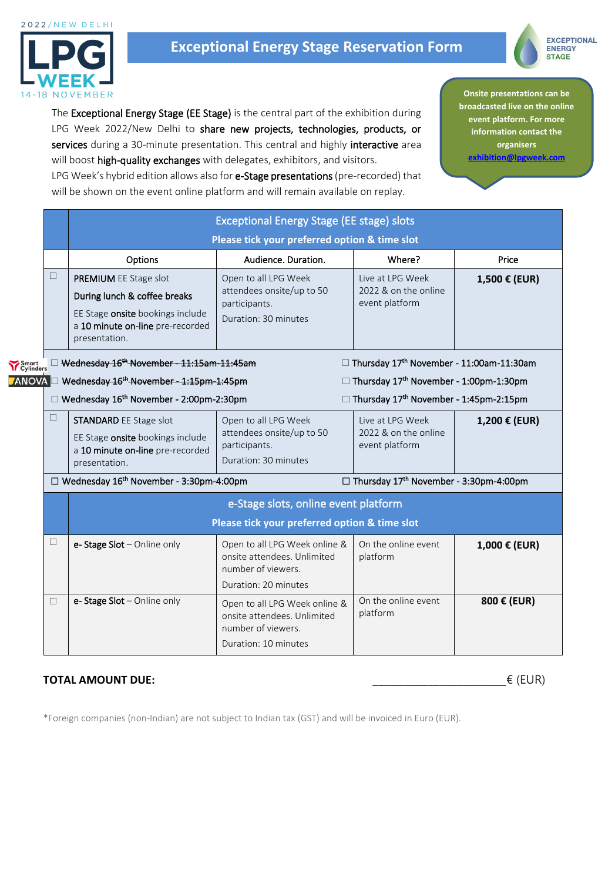2022/NEW DELHI

LPG WEEK

14-18 NOVEMBER

# Exceptional Energy Stage Reservation Form

EXCEPTIONAL ENERGY STAGE

The **Exceptional Energy Stage (EE Stage)** is the central part of the exhibition during LPG Week 2022/New Delhi to **share new projects, technologies, products, or services** during a 30-minute presentation. This central and highly **interactive** area will boost **high-quality exchanges** with delegates, exhibitors, and visitors.
LPG Week's hybrid edition allows also for **e-Stage presentations** (pre-recorded) that will be shown on the event online platform and will remain available on replay.

**Onsite presentations can be broadcasted live on the online event platform. For more information contact the organisers exhibition@lpgweek.com**

| | Exceptional Energy Stage (EE stage) slots<br>**Please tick your preferred option & time slot** | | | |
|---|---|---|---|---|
| | Options | Audience. Duration. | Where? | Price |
| ☐ | **PREMIUM** EE Stage slot<br>**During lunch & coffee breaks**<br>EE Stage **onsite** bookings include a **10 minute on-line** pre-recorded presentation. | Open to all LPG Week attendees onsite/up to 50 participants.<br>Duration: 30 minutes | Live at LPG Week 2022 & on the online event platform | **1,500 € (EUR)** |
| Smart Cylinders ☐ ~~Wednesday 16th November - 11:15am-11:45am~~<br>ANOVA ☐ ~~Wednesday 16th November - 1:15pm-1:45pm~~<br>☐ Wednesday 16th November - 2:00pm-2:30pm | | | ☐ Thursday 17th November - 11:00am-11:30am<br>☐ Thursday 17th November - 1:00pm-1:30pm<br>☐ Thursday 17th November - 1:45pm-2:15pm | |
| ☐ | **STANDARD** EE Stage slot<br>EE Stage **onsite** bookings include a **10 minute on-line** pre-recorded presentation. | Open to all LPG Week attendees onsite/up to 50 participants.<br>Duration: 30 minutes | Live at LPG Week 2022 & on the online event platform | **1,200 € (EUR)** |
| ☐ Wednesday 16th November - 3:30pm-4:00pm | | | ☐ Thursday 17th November - 3:30pm-4:00pm | |
| | e-Stage slots, online event platform<br>**Please tick your preferred option & time slot** | | | |
| ☐ | **e- Stage Slot** – Online only | Open to all LPG Week online & onsite attendees. Unlimited number of viewers.<br>Duration: 20 minutes | On the online event platform | **1,000 € (EUR)** |
| ☐ | **e- Stage Slot** – Online only | Open to all LPG Week online & onsite attendees. Unlimited number of viewers.<br>Duration: 10 minutes | On the online event platform | **800 € (EUR)** |

**TOTAL AMOUNT DUE:** ____________________€ (EUR)

*Foreign companies (non-Indian) are not subject to Indian tax (GST) and will be invoiced in Euro (EUR).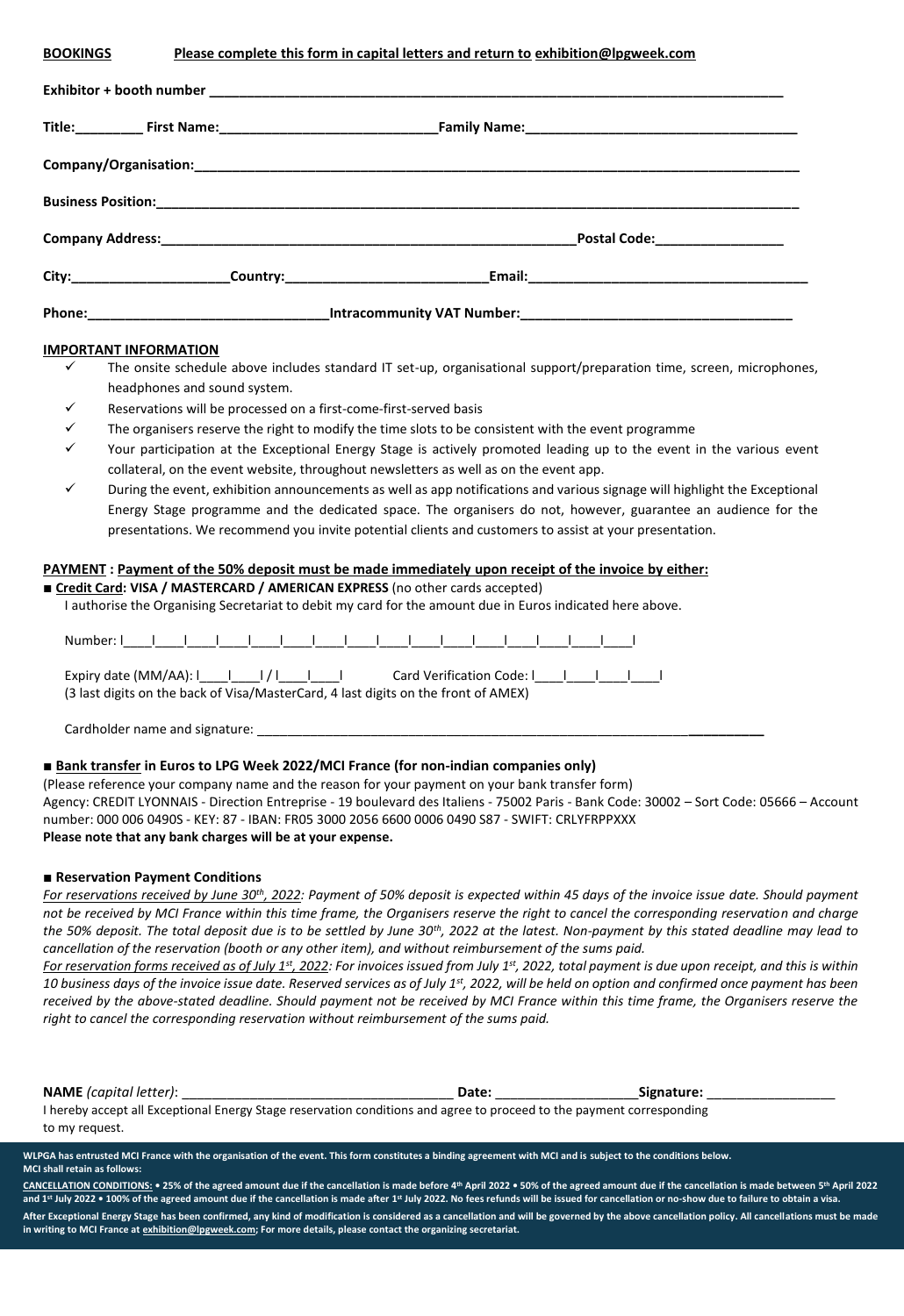**BOOKINGS** **Please complete this form in capital letters and return to exhibition@lpgweek.com**

**Exhibitor + booth number** ______________________________________________

**Title:**_________ **First Name:**____________________________ **Family Name:**____________________________________

**Company/Organisation:**______________________________________________

**Business Position:**______________________________________________

**Company Address:**_________________________________________ **Postal Code:**_________________

**City:**_____________________ **Country:**__________________________ **Email:**_____________________________________

**Phone:**________________________________ **Intracommunity VAT Number:**____________________________________

**IMPORTANT INFORMATION**

- ✓ The onsite schedule above includes standard IT set-up, organisational support/preparation time, screen, microphones, headphones and sound system.
- ✓ Reservations will be processed on a first-come-first-served basis
- ✓ The organisers reserve the right to modify the time slots to be consistent with the event programme
- ✓ Your participation at the Exceptional Energy Stage is actively promoted leading up to the event in the various event collateral, on the event website, throughout newsletters as well as on the event app.
- ✓ During the event, exhibition announcements as well as app notifications and various signage will highlight the Exceptional Energy Stage programme and the dedicated space. The organisers do not, however, guarantee an audience for the presentations. We recommend you invite potential clients and customers to assist at your presentation.

**PAYMENT : Payment of the 50% deposit must be made immediately upon receipt of the invoice by either:**

■ **Credit Card: VISA / MASTERCARD / AMERICAN EXPRESS** (no other cards accepted)

I authorise the Organising Secretariat to debit my card for the amount due in Euros indicated here above.

Number: I____I____I____I____I____I____I____I____I____I____I____I____I____I____I____I____I

Expiry date (MM/AA): I____I____I / I____I____I Card Verification Code: I____I____I____I____I

(3 last digits on the back of Visa/MasterCard, 4 last digits on the front of AMEX)

Cardholder name and signature: ______________________________________________

■ **Bank transfer in Euros to LPG Week 2022/MCI France (for non-indian companies only)**

(Please reference your company name and the reason for your payment on your bank transfer form)

Agency: CREDIT LYONNAIS - Direction Entreprise - 19 boulevard des Italiens - 75002 Paris - Bank Code: 30002 – Sort Code: 05666 – Account number: 000 006 0490S - KEY: 87 - IBAN: FR05 3000 2056 6600 0006 0490 S87 - SWIFT: CRLYFRPPXXX

**Please note that any bank charges will be at your expense.**

■ **Reservation Payment Conditions**

*For reservations received by June 30th, 2022: Payment of 50% deposit is expected within 45 days of the invoice issue date. Should payment not be received by MCI France within this time frame, the Organisers reserve the right to cancel the corresponding reservation and charge the 50% deposit. The total deposit due is to be settled by June 30th, 2022 at the latest. Non-payment by this stated deadline may lead to cancellation of the reservation (booth or any other item), and without reimbursement of the sums paid.*

*For reservation forms received as of July 1st, 2022: For invoices issued from July 1st, 2022, total payment is due upon receipt, and this is within 10 business days of the invoice issue date. Reserved services as of July 1st, 2022, will be held on option and confirmed once payment has been received by the above-stated deadline. Should payment not be received by MCI France within this time frame, the Organisers reserve the right to cancel the corresponding reservation without reimbursement of the sums paid.*

**NAME** *(capital letter)*: ____________________________________ **Date:** ___________________ **Signature:** _________________

I hereby accept all Exceptional Energy Stage reservation conditions and agree to proceed to the payment corresponding to my request.

**WLPGA has entrusted MCI France with the organisation of the event. This form constitutes a binding agreement with MCI and is subject to the conditions below. MCI shall retain as follows:**

**CANCELLATION CONDITIONS: • 25% of the agreed amount due if the cancellation is made before 4th April 2022 • 50% of the agreed amount due if the cancellation is made between 5th April 2022 and 1st July 2022 • 100% of the agreed amount due if the cancellation is made after 1st July 2022. No fees refunds will be issued for cancellation or no-show due to failure to obtain a visa.**

**After Exceptional Energy Stage has been confirmed, any kind of modification is considered as a cancellation and will be governed by the above cancellation policy. All cancellations must be made in writing to MCI France at exhibition@lpgweek.com; For more details, please contact the organizing secretariat.**